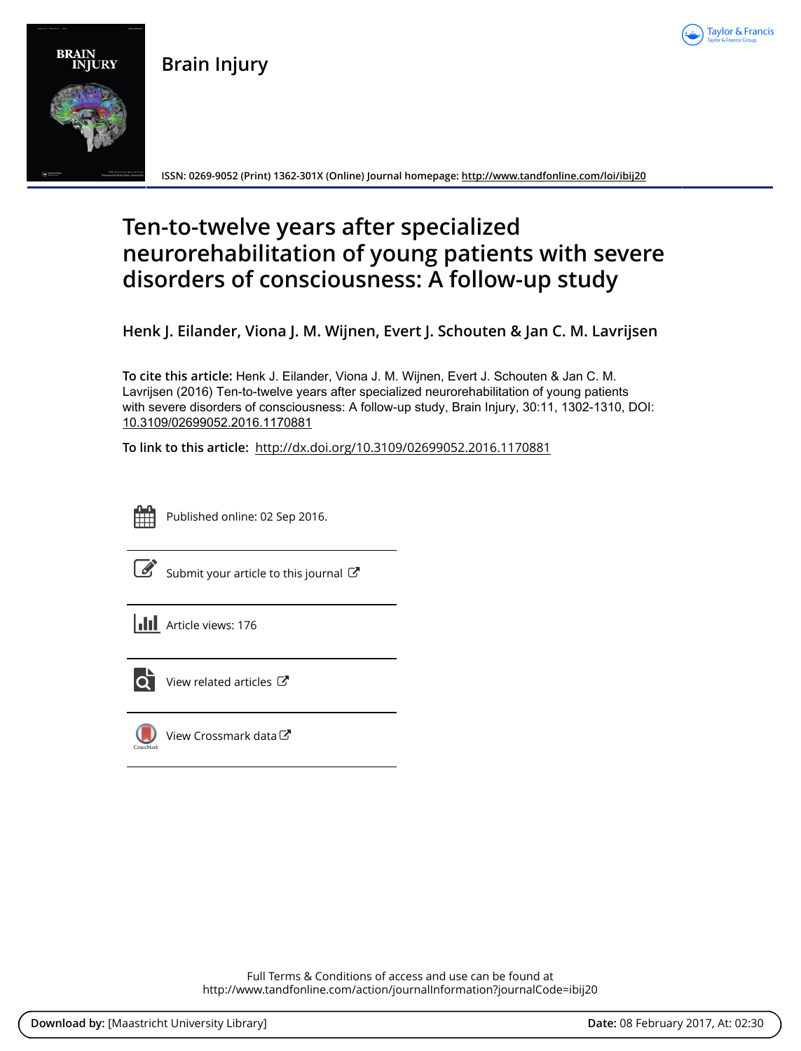Brain Injury

ISSN: 0269-9052 (Print) 1362-301X (Online) Journal homepage: http://www.tandfonline.com/loi/ibij20

# Ten-to-twelve years after specialized neurorehabilitation of young patients with severe disorders of consciousness: A follow-up study

**Henk J. Eilander, Viona J. M. Wijnen, Evert J. Schouten & Jan C. M. Lavrijsen**

**To cite this article:** Henk J. Eilander, Viona J. M. Wijnen, Evert J. Schouten & Jan C. M. Lavrijsen (2016) Ten-to-twelve years after specialized neurorehabilitation of young patients with severe disorders of consciousness: A follow-up study, Brain Injury, 30:11, 1302-1310, DOI: 10.3109/02699052.2016.1170881

**To link to this article:** http://dx.doi.org/10.3109/02699052.2016.1170881

Published online: 02 Sep 2016.

Submit your article to this journal

Article views: 176

View related articles

View Crossmark data

Full Terms & Conditions of access and use can be found at http://www.tandfonline.com/action/journalInformation?journalCode=ibij20

**Download by:** [Maastricht University Library] **Date:** 08 February 2017, At: 02:30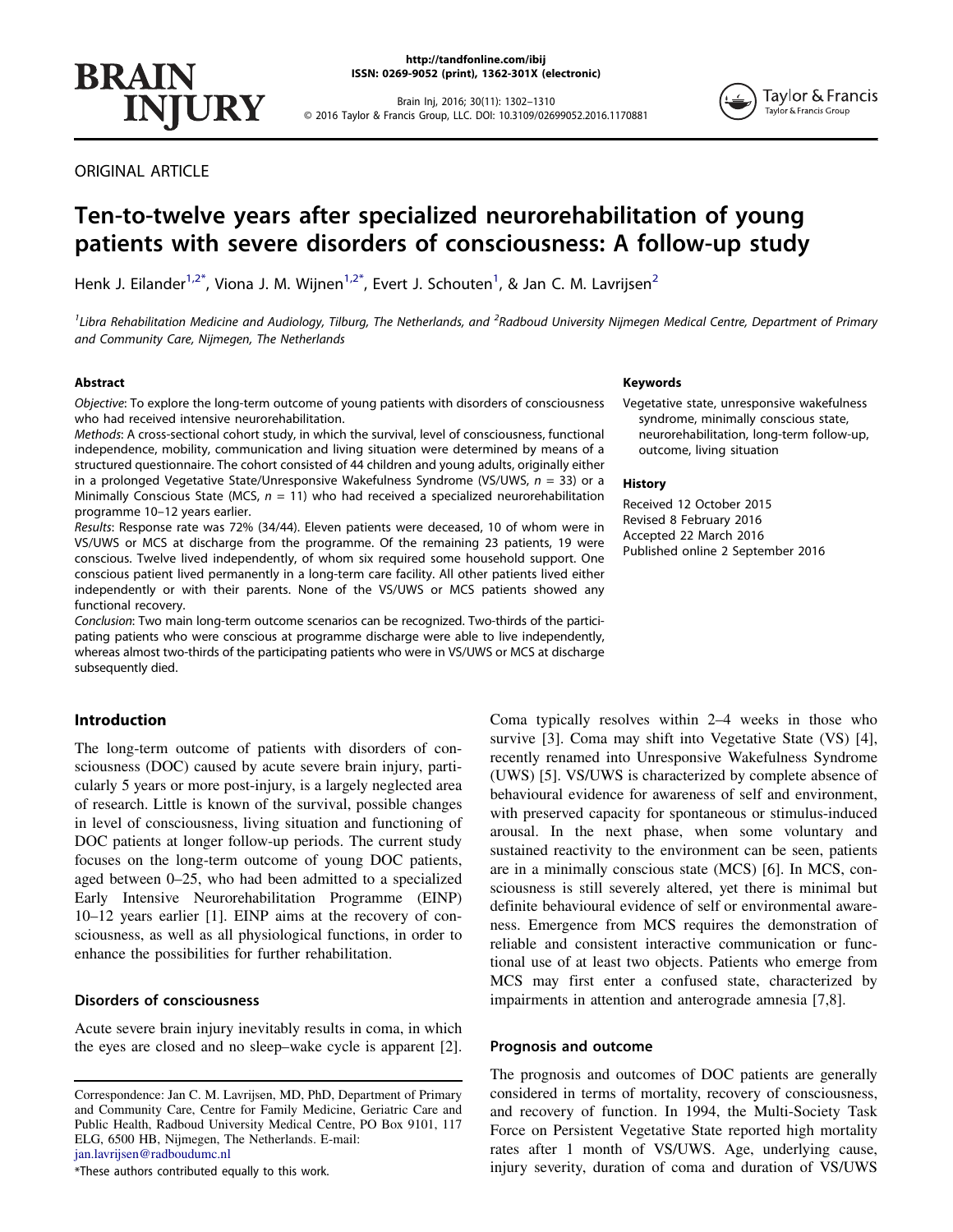ORIGINAL ARTICLE

# Ten-to-twelve years after specialized neurorehabilitation of young patients with severe disorders of consciousness: A follow-up study

Henk J. Eilander[1,2*], Viona J. M. Wijnen[1,2*], Evert J. Schouten[1], & Jan C. M. Lavrijsen[2]

[1]Libra Rehabilitation Medicine and Audiology, Tilburg, The Netherlands, and [2]Radboud University Nijmegen Medical Centre, Department of Primary and Community Care, Nijmegen, The Netherlands

### Abstract

*Objective*: To explore the long-term outcome of young patients with disorders of consciousness who had received intensive neurorehabilitation.

*Methods*: A cross-sectional cohort study, in which the survival, level of consciousness, functional independence, mobility, communication and living situation were determined by means of a structured questionnaire. The cohort consisted of 44 children and young adults, originally either in a prolonged Vegetative State/Unresponsive Wakefulness Syndrome (VS/UWS, $n = 33$) or a Minimally Conscious State (MCS, $n = 11$) who had received a specialized neurorehabilitation programme 10–12 years earlier.

*Results*: Response rate was 72% (34/44). Eleven patients were deceased, 10 of whom were in VS/UWS or MCS at discharge from the programme. Of the remaining 23 patients, 19 were conscious. Twelve lived independently, of whom six required some household support. One conscious patient lived permanently in a long-term care facility. All other patients lived either independently or with their parents. None of the VS/UWS or MCS patients showed any functional recovery.

*Conclusion*: Two main long-term outcome scenarios can be recognized. Two-thirds of the participating patients who were conscious at programme discharge were able to live independently, whereas almost two-thirds of the participating patients who were in VS/UWS or MCS at discharge subsequently died.

### Keywords

Vegetative state, unresponsive wakefulness syndrome, minimally conscious state, neurorehabilitation, long-term follow-up, outcome, living situation

### History

Received 12 October 2015
Revised 8 February 2016
Accepted 22 March 2016
Published online 2 September 2016

## Introduction

The long-term outcome of patients with disorders of consciousness (DOC) caused by acute severe brain injury, particularly 5 years or more post-injury, is a largely neglected area of research. Little is known of the survival, possible changes in level of consciousness, living situation and functioning of DOC patients at longer follow-up periods. The current study focuses on the long-term outcome of young DOC patients, aged between 0–25, who had been admitted to a specialized Early Intensive Neurorehabilitation Programme (EINP) 10–12 years earlier [1]. EINP aims at the recovery of consciousness, as well as all physiological functions, in order to enhance the possibilities for further rehabilitation.

### Disorders of consciousness

Acute severe brain injury inevitably results in coma, in which the eyes are closed and no sleep–wake cycle is apparent [2]. Coma typically resolves within 2–4 weeks in those who survive [3]. Coma may shift into Vegetative State (VS) [4], recently renamed into Unresponsive Wakefulness Syndrome (UWS) [5]. VS/UWS is characterized by complete absence of behavioural evidence for awareness of self and environment, with preserved capacity for spontaneous or stimulus-induced arousal. In the next phase, when some voluntary and sustained reactivity to the environment can be seen, patients are in a minimally conscious state (MCS) [6]. In MCS, consciousness is still severely altered, yet there is minimal but definite behavioural evidence of self or environmental awareness. Emergence from MCS requires the demonstration of reliable and consistent interactive communication or functional use of at least two objects. Patients who emerge from MCS may first enter a confused state, characterized by impairments in attention and anterograde amnesia [7,8].

### Prognosis and outcome

The prognosis and outcomes of DOC patients are generally considered in terms of mortality, recovery of consciousness, and recovery of function. In 1994, the Multi-Society Task Force on Persistent Vegetative State reported high mortality rates after 1 month of VS/UWS. Age, underlying cause, injury severity, duration of coma and duration of VS/UWS

Correspondence: Jan C. M. Lavrijsen, MD, PhD, Department of Primary and Community Care, Centre for Family Medicine, Geriatric Care and Public Health, Radboud University Medical Centre, PO Box 9101, 117 ELG, 6500 HB, Nijmegen, The Netherlands. E-mail: jan.lavrijsen@radboudumc.nl

*These authors contributed equally to this work.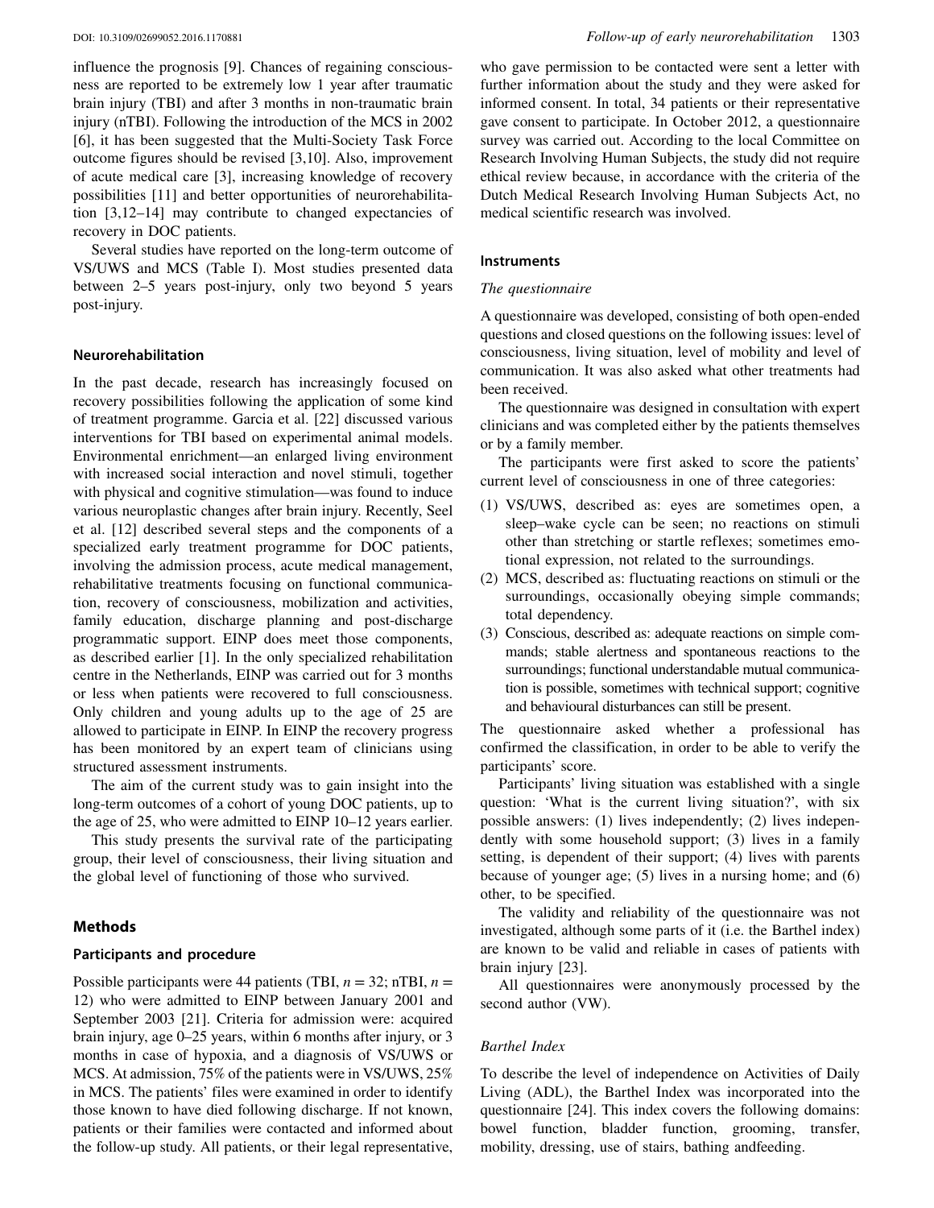influence the prognosis [9]. Chances of regaining consciousness are reported to be extremely low 1 year after traumatic brain injury (TBI) and after 3 months in non-traumatic brain injury (nTBI). Following the introduction of the MCS in 2002 [6], it has been suggested that the Multi-Society Task Force outcome figures should be revised [3,10]. Also, improvement of acute medical care [3], increasing knowledge of recovery possibilities [11] and better opportunities of neurorehabilitation [3,12–14] may contribute to changed expectancies of recovery in DOC patients.

Several studies have reported on the long-term outcome of VS/UWS and MCS (Table I). Most studies presented data between 2–5 years post-injury, only two beyond 5 years post-injury.

### Neurorehabilitation

In the past decade, research has increasingly focused on recovery possibilities following the application of some kind of treatment programme. Garcia et al. [22] discussed various interventions for TBI based on experimental animal models. Environmental enrichment—an enlarged living environment with increased social interaction and novel stimuli, together with physical and cognitive stimulation—was found to induce various neuroplastic changes after brain injury. Recently, Seel et al. [12] described several steps and the components of a specialized early treatment programme for DOC patients, involving the admission process, acute medical management, rehabilitative treatments focusing on functional communication, recovery of consciousness, mobilization and activities, family education, discharge planning and post-discharge programmatic support. EINP does meet those components, as described earlier [1]. In the only specialized rehabilitation centre in the Netherlands, EINP was carried out for 3 months or less when patients were recovered to full consciousness. Only children and young adults up to the age of 25 are allowed to participate in EINP. In EINP the recovery progress has been monitored by an expert team of clinicians using structured assessment instruments.

The aim of the current study was to gain insight into the long-term outcomes of a cohort of young DOC patients, up to the age of 25, who were admitted to EINP 10–12 years earlier.

This study presents the survival rate of the participating group, their level of consciousness, their living situation and the global level of functioning of those who survived.

## Methods

### Participants and procedure

Possible participants were 44 patients (TBI, $n = 32$; nTBI, $n = 12$) who were admitted to EINP between January 2001 and September 2003 [21]. Criteria for admission were: acquired brain injury, age 0–25 years, within 6 months after injury, or 3 months in case of hypoxia, and a diagnosis of VS/UWS or MCS. At admission, 75% of the patients were in VS/UWS, 25% in MCS. The patients' files were examined in order to identify those known to have died following discharge. If not known, patients or their families were contacted and informed about the follow-up study. All patients, or their legal representative, who gave permission to be contacted were sent a letter with further information about the study and they were asked for informed consent. In total, 34 patients or their representative gave consent to participate. In October 2012, a questionnaire survey was carried out. According to the local Committee on Research Involving Human Subjects, the study did not require ethical review because, in accordance with the criteria of the Dutch Medical Research Involving Human Subjects Act, no medical scientific research was involved.

### Instruments

#### *The questionnaire*

A questionnaire was developed, consisting of both open-ended questions and closed questions on the following issues: level of consciousness, living situation, level of mobility and level of communication. It was also asked what other treatments had been received.

The questionnaire was designed in consultation with expert clinicians and was completed either by the patients themselves or by a family member.

The participants were first asked to score the patients' current level of consciousness in one of three categories:

(1) VS/UWS, described as: eyes are sometimes open, a sleep–wake cycle can be seen; no reactions on stimuli other than stretching or startle reflexes; sometimes emotional expression, not related to the surroundings.
(2) MCS, described as: fluctuating reactions on stimuli or the surroundings, occasionally obeying simple commands; total dependency.
(3) Conscious, described as: adequate reactions on simple commands; stable alertness and spontaneous reactions to the surroundings; functional understandable mutual communication is possible, sometimes with technical support; cognitive and behavioural disturbances can still be present.

The questionnaire asked whether a professional has confirmed the classification, in order to be able to verify the participants' score.

Participants' living situation was established with a single question: 'What is the current living situation?', with six possible answers: (1) lives independently; (2) lives independently with some household support; (3) lives in a family setting, is dependent of their support; (4) lives with parents because of younger age; (5) lives in a nursing home; and (6) other, to be specified.

The validity and reliability of the questionnaire was not investigated, although some parts of it (i.e. the Barthel index) are known to be valid and reliable in cases of patients with brain injury [23].

All questionnaires were anonymously processed by the second author (VW).

#### *Barthel Index*

To describe the level of independence on Activities of Daily Living (ADL), the Barthel Index was incorporated into the questionnaire [24]. This index covers the following domains: bowel function, bladder function, grooming, transfer, mobility, dressing, use of stairs, bathing andfeeding.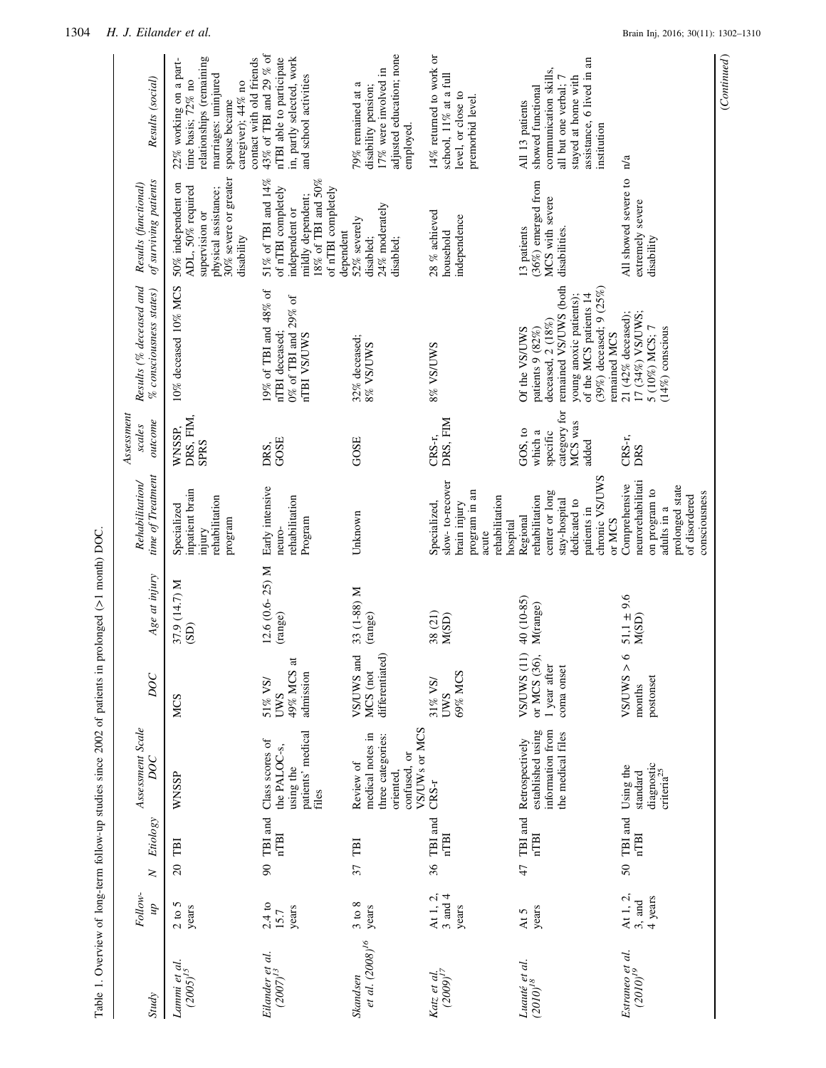Table 1. Overview of long-term follow-up studies since 2002 of patients in prolonged (>1 month) DOC.

| Study | Follow-up | N | Etiology | Assessment Scale DOC | DOC | Age at injury | Rehabilitation/ time of Treatment | Assessment scales outcome | Results (% deceased and % consciousness states) | Results (functional) of surviving patients | Results (social) |
|---|---|---|---|---|---|---|---|---|---|---|---|
| *Lammi et al. (2005)*[15] | 2 to 5 years | 20 | TBI | WNSSP | MCS | 37.9 (14.7) M (SD) | Specialized inpatient brain injury rehabilitation program | WNSSP, DRS, FIM, SPRS | 10% deceased 10% MCS | 50% independent on ADL, 50% required supervision or physical assistance; 30% severe or greater disability | 22% working on a part-time basis; 72% no relationships (remaining marriages: uninjured spouse became caregiver); 44% no contact with old friends |
| *Eilander et al. (2007)*[13] | 2.4 to 15.7 years | 90 | TBI and nTBI | Class scores of the PALOC-s, using the patients' medical files | 51% VS/UWS 49% MCS at admission | 12.6 (0.6- 25) M (range) | Early intensive neuro-rehabilitation Program | DRS, GOSE | 19% of TBI and 48% of nTBI deceased; 0% of TBI and 29% of nTBI VS/UWS | 51% of TBI and 14% of nTBI completely independent or mildly dependent; 18% of TBI and 50% of nTBI completely dependent | 43% of TBI and 29 % of nTBI able to participate in, partly selected, work and school activities |
| *Skandsen et al. (2008)*[16] | 3 to 8 years | 37 | TBI | Review of medical notes in three categories: oriented, confused, or VS/UWs or MCS | VS/UWS and MCS (not differentiated) | 33 (1-88) M (range) | Unknown | GOSE | 32% deceased; 8% VS/UWS | 52% severely disabled; 24% moderately disabled; | 79% remained at a disability pension; 17% were involved in adjusted education; none employed. |
| *Katz, et al, (2009)*[17] | At 1, 2, 3 and 4 years | 36 | TBI and nTBI | CRS-r | 31% VS/ UWS 69% MCS | 38 (21) M(SD) | Specialized, slow- to-recover brain injury program in an acute rehabilitation hospital | CRS-r, DRS, FIM | 8% VS/UWS | 28 % achieved household independence | 14% returned to work or school, 11% at a full level, or close to premorbid level. |
| *Luauté et al. (2010)*[18] | At 5 years | 47 | TBI and nTBI | Retrospectively established using information from the medical files | VS/UWS (11) or MCS (36), 1 year after coma onset | 40 (10-85) M(range) | Regional rehabilitation center or long stay-hospital dedicated to patients in chronic VS/UWS or MCS | GOS, to which a specific category for MCS was added | Of the VS/UWS patients 9 (82%) deceased, 2 (18%) remained VS/UWS (both young anoxic patients); of the MCS patients 14 (39%) deceased; 9 (25%) remained MCS | 13 patients (36%) emerged from MCS with severe disabilities. | All 13 patients showed functional communication skills, all but one verbal; 7 stayed at home with assistance, 6 lived in an institution |
| *Estraneo et al. (2010)*[19] | At 1, 2, 3, and 4 years | 50 | TBI and nTBI | Using the standard diagnostic criteria[25] | VS/UWS > 6 months postonset | 51.1 ± 9.6 M(SD) | Comprehensive neurorehabilitation program to adults in a prolonged state of disordered consciousness | CRS-r, DRS | 21 (42% deceased); 17 (34%) VS/UWS; 5 (10%) MCS; 7 (14%) conscious | All showed severe to extremely severe disability | n/a |

(*Continued*)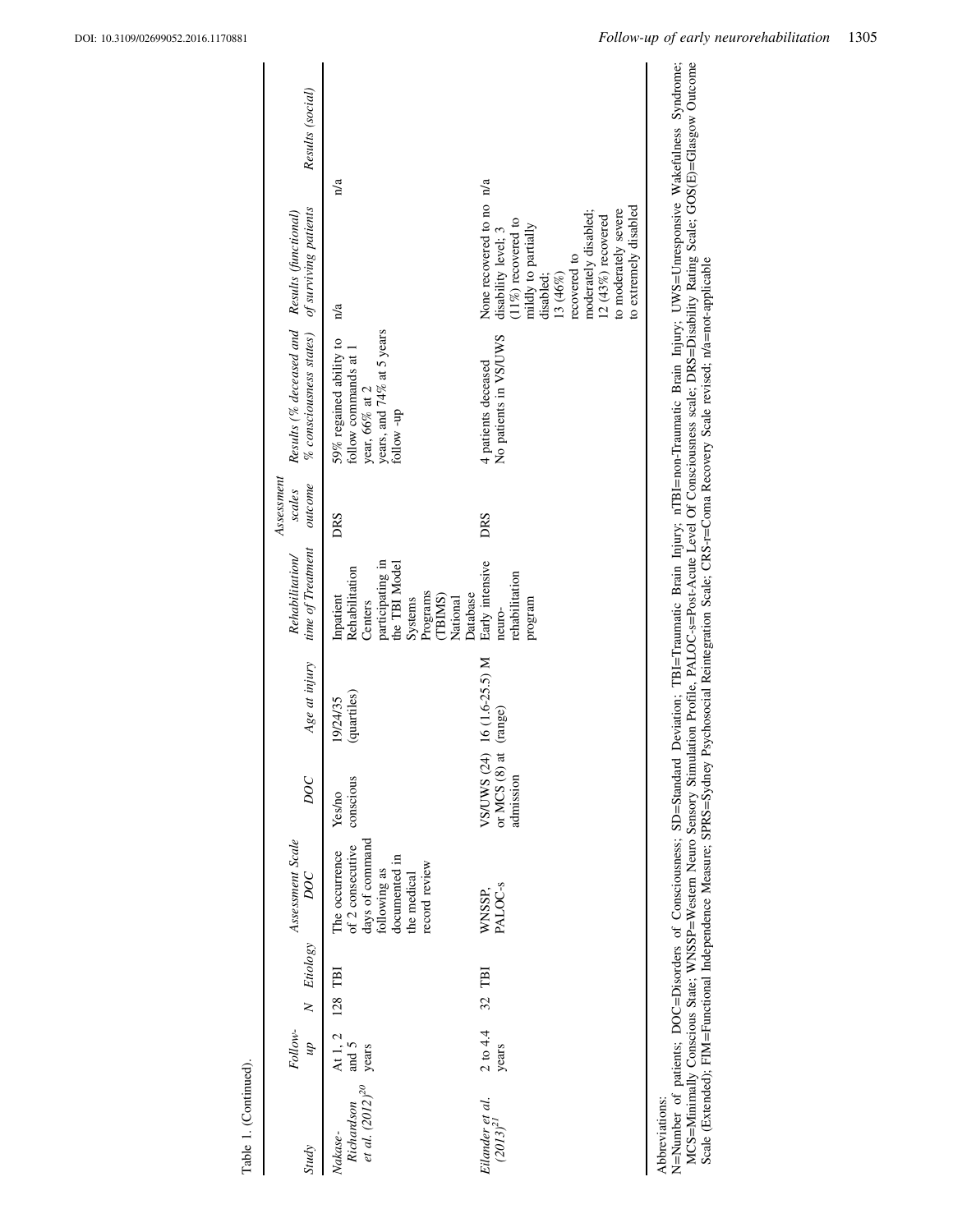Table 1. (Continued).

| Study | Follow-up | N | Etiology | Assessment Scale DOC | DOC | Age at injury | Rehabilitation/ time of Treatment | Assessment scales outcome | Results (% deceased and % consciousness states) | Results (functional) of surviving patients | Results (social) |
|---|---|---|---|---|---|---|---|---|---|---|---|
| Nakase-Richardson et al. (2012)[20] | At 1, 2 and 5 years | 128 | TBI | The occurrence of 2 consecutive days of command following as documented in the medical record review | Yes/no conscious | 19/24/35 (quartiles) | Inpatient Rehabilitation Centers participating in the TBI Model Systems Programs (TBIMS) National Database | DRS | 59% regained ability to follow commands at 1 year, 66% at 2 years, and 74% at 5 years follow -up | n/a | n/a |
| Eilander et al. (2013)[21] | 2 to 4.4 years | 32 | TBI | WNSSP, PALOC-s | VS/UWS (24) or MCS (8) at admission | 16 (1.6-25.5) M (range) | Early intensive neuro-rehabilitation program | DRS | 4 patients deceased No patients in VS/UWS | None recovered to no disability level; 3 (11%) recovered to mildly to partially disabled; 13 (46%) recovered to moderately disabled; 12 (43%) recovered to moderately severe to extremely disabled | n/a |

Abbreviations:
N=Number of patients; DOC=Disorders of Consciousness; SD=Standard Deviation; TBI=Traumatic Brain Injury; nTBI=non-Traumatic Brain Injury; UWS=Unresponsive Wakefulness Syndrome; MCS=Minimally Conscious State; WNSSP=Western Neuro Sensory Stimulation Profile, PALOC-s=Post-Acute Level Of Consciousness scale; DRS=Disability Rating Scale; GOS(E)=Glasgow Outcome Scale (Extended); FIM=Functional Independence Measure; SPRS=Sydney Psychosocial Reintegration Scale; CRS-r=Coma Recovery Scale revised; n/a=not-applicable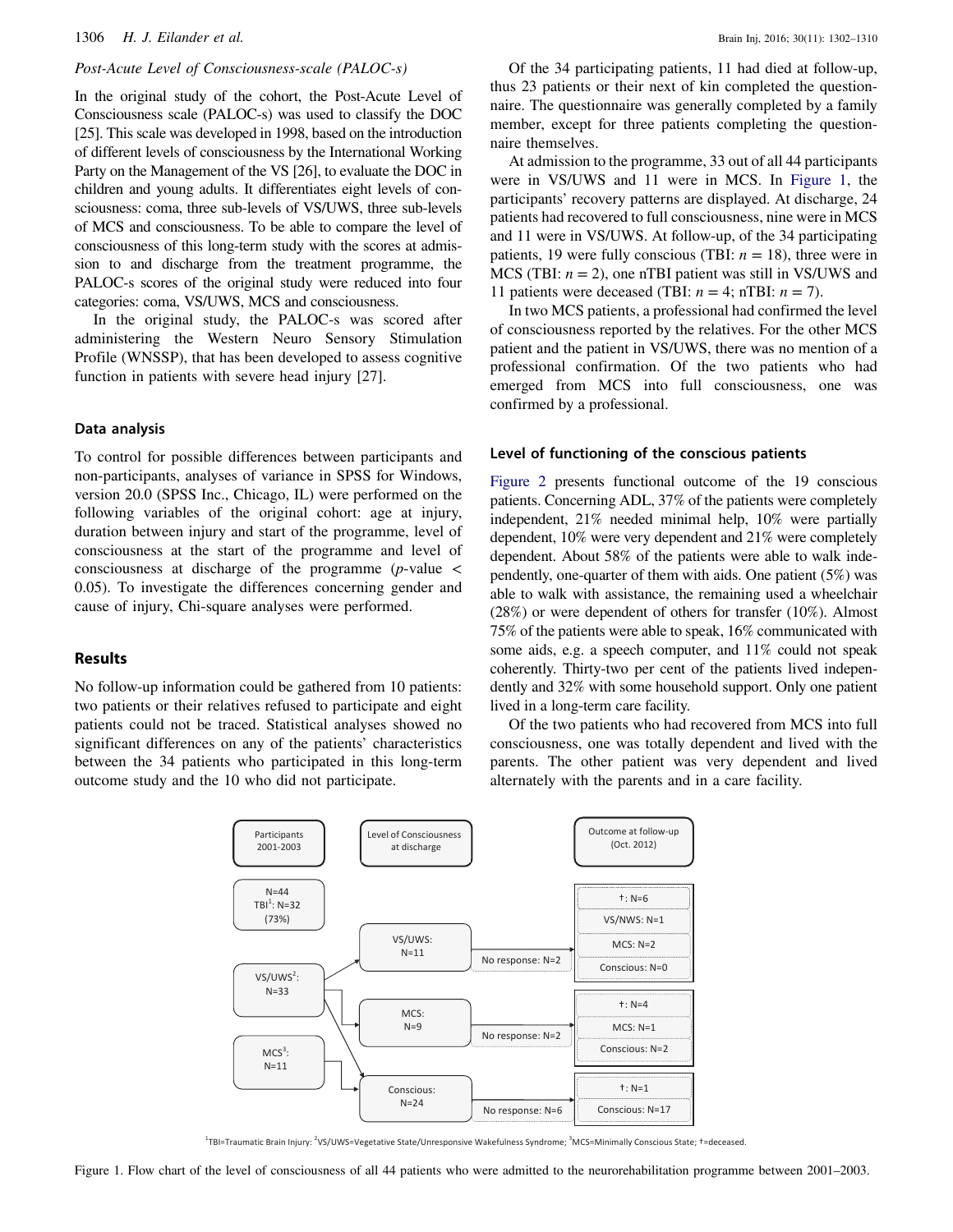### *Post-Acute Level of Consciousness-scale (PALOC-s)*

In the original study of the cohort, the Post-Acute Level of Consciousness scale (PALOC-s) was used to classify the DOC [25]. This scale was developed in 1998, based on the introduction of different levels of consciousness by the International Working Party on the Management of the VS [26], to evaluate the DOC in children and young adults. It differentiates eight levels of consciousness: coma, three sub-levels of VS/UWS, three sub-levels of MCS and consciousness. To be able to compare the level of consciousness of this long-term study with the scores at admission to and discharge from the treatment programme, the PALOC-s scores of the original study were reduced into four categories: coma, VS/UWS, MCS and consciousness.

In the original study, the PALOC-s was scored after administering the Western Neuro Sensory Stimulation Profile (WNSSP), that has been developed to assess cognitive function in patients with severe head injury [27].

### Data analysis

To control for possible differences between participants and non-participants, analyses of variance in SPSS for Windows, version 20.0 (SPSS Inc., Chicago, IL) were performed on the following variables of the original cohort: age at injury, duration between injury and start of the programme, level of consciousness at the start of the programme and level of consciousness at discharge of the programme ($p$-value $<$ 0.05). To investigate the differences concerning gender and cause of injury, Chi-square analyses were performed.

## Results

No follow-up information could be gathered from 10 patients: two patients or their relatives refused to participate and eight patients could not be traced. Statistical analyses showed no significant differences on any of the patients' characteristics between the 34 patients who participated in this long-term outcome study and the 10 who did not participate.

Of the 34 participating patients, 11 had died at follow-up, thus 23 patients or their next of kin completed the questionnaire. The questionnaire was generally completed by a family member, except for three patients completing the questionnaire themselves.

At admission to the programme, 33 out of all 44 participants were in VS/UWS and 11 were in MCS. In Figure 1, the participants' recovery patterns are displayed. At discharge, 24 patients had recovered to full consciousness, nine were in MCS and 11 were in VS/UWS. At follow-up, of the 34 participating patients, 19 were fully conscious (TBI: $n = 18$), three were in MCS (TBI: $n = 2$), one nTBI patient was still in VS/UWS and 11 patients were deceased (TBI: $n = 4$; nTBI: $n = 7$).

In two MCS patients, a professional had confirmed the level of consciousness reported by the relatives. For the other MCS patient and the patient in VS/UWS, there was no mention of a professional confirmation. Of the two patients who had emerged from MCS into full consciousness, one was confirmed by a professional.

### Level of functioning of the conscious patients

Figure 2 presents functional outcome of the 19 conscious patients. Concerning ADL, 37% of the patients were completely independent, 21% needed minimal help, 10% were partially dependent, 10% were very dependent and 21% were completely dependent. About 58% of the patients were able to walk independently, one-quarter of them with aids. One patient (5%) was able to walk with assistance, the remaining used a wheelchair (28%) or were dependent of others for transfer (10%). Almost 75% of the patients were able to speak, 16% communicated with some aids, e.g. a speech computer, and 11% could not speak coherently. Thirty-two per cent of the patients lived independently and 32% with some household support. Only one patient lived in a long-term care facility.

Of the two patients who had recovered from MCS into full consciousness, one was totally dependent and lived with the parents. The other patient was very dependent and lived alternately with the parents and in a care facility.

| Participants 2001-2003 | Level of Consciousness at discharge | | Outcome at follow-up (Oct. 2012) |
|---|---|---|---|
| N=44; TBI[1]: N=32 (73%) | | | |
| VS/UWS[2]: N=33 | VS/UWS: N=11 | No response: N=2 | †: N=6; VS/NWS: N=1; MCS: N=2; Conscious: N=0 |
| MCS[3]: N=11 | MCS: N=9 | No response: N=2 | †: N=4; MCS: N=1; Conscious: N=2 |
| | Conscious: N=24 | No response: N=6 | †: N=1; Conscious: N=17 |

[1]TBI=Traumatic Brain Injury; [2]VS/UWS=Vegetative State/Unresponsive Wakefulness Syndrome; [3]MCS=Minimally Conscious State; †=deceased.

Figure 1. Flow chart of the level of consciousness of all 44 patients who were admitted to the neurorehabilitation programme between 2001–2003.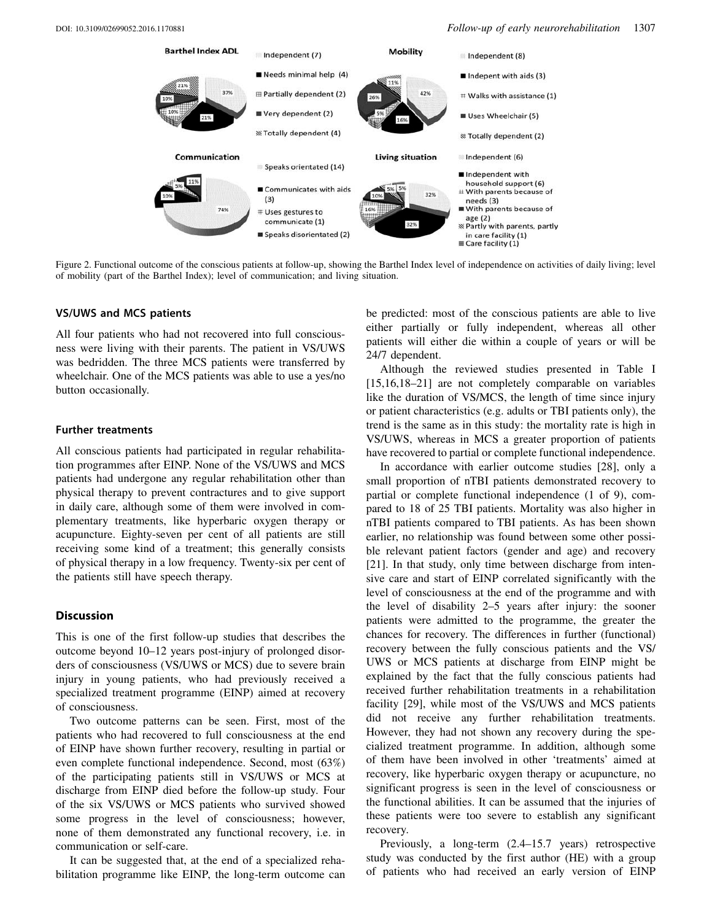Figure 2. Functional outcome of the conscious patients at follow-up, showing the Barthel Index level of independence on activities of daily living; level of mobility (part of the Barthel Index); level of communication; and living situation.

### VS/UWS and MCS patients

All four patients who had not recovered into full consciousness were living with their parents. The patient in VS/UWS was bedridden. The three MCS patients were transferred by wheelchair. One of the MCS patients was able to use a yes/no button occasionally.

### Further treatments

All conscious patients had participated in regular rehabilitation programmes after EINP. None of the VS/UWS and MCS patients had undergone any regular rehabilitation other than physical therapy to prevent contractures and to give support in daily care, although some of them were involved in complementary treatments, like hyperbaric oxygen therapy or acupuncture. Eighty-seven per cent of all patients are still receiving some kind of a treatment; this generally consists of physical therapy in a low frequency. Twenty-six per cent of the patients still have speech therapy.

## Discussion

This is one of the first follow-up studies that describes the outcome beyond 10–12 years post-injury of prolonged disorders of consciousness (VS/UWS or MCS) due to severe brain injury in young patients, who had previously received a specialized treatment programme (EINP) aimed at recovery of consciousness.

Two outcome patterns can be seen. First, most of the patients who had recovered to full consciousness at the end of EINP have shown further recovery, resulting in partial or even complete functional independence. Second, most (63%) of the participating patients still in VS/UWS or MCS at discharge from EINP died before the follow-up study. Four of the six VS/UWS or MCS patients who survived showed some progress in the level of consciousness; however, none of them demonstrated any functional recovery, i.e. in communication or self-care.

It can be suggested that, at the end of a specialized rehabilitation programme like EINP, the long-term outcome can be predicted: most of the conscious patients are able to live either partially or fully independent, whereas all other patients will either die within a couple of years or will be 24/7 dependent.

Although the reviewed studies presented in Table I [15,16,18–21] are not completely comparable on variables like the duration of VS/MCS, the length of time since injury or patient characteristics (e.g. adults or TBI patients only), the trend is the same as in this study: the mortality rate is high in VS/UWS, whereas in MCS a greater proportion of patients have recovered to partial or complete functional independence.

In accordance with earlier outcome studies [28], only a small proportion of nTBI patients demonstrated recovery to partial or complete functional independence (1 of 9), compared to 18 of 25 TBI patients. Mortality was also higher in nTBI patients compared to TBI patients. As has been shown earlier, no relationship was found between some other possible relevant patient factors (gender and age) and recovery [21]. In that study, only time between discharge from intensive care and start of EINP correlated significantly with the level of consciousness at the end of the programme and with the level of disability 2–5 years after injury: the sooner patients were admitted to the programme, the greater the chances for recovery. The differences in further (functional) recovery between the fully conscious patients and the VS/UWS or MCS patients at discharge from EINP might be explained by the fact that the fully conscious patients had received further rehabilitation treatments in a rehabilitation facility [29], while most of the VS/UWS and MCS patients did not receive any further rehabilitation treatments. However, they had not shown any recovery during the specialized treatment programme. In addition, although some of them have been involved in other 'treatments' aimed at recovery, like hyperbaric oxygen therapy or acupuncture, no significant progress is seen in the level of consciousness or the functional abilities. It can be assumed that the injuries of these patients were too severe to establish any significant recovery.

Previously, a long-term (2.4–15.7 years) retrospective study was conducted by the first author (HE) with a group of patients who had received an early version of EINP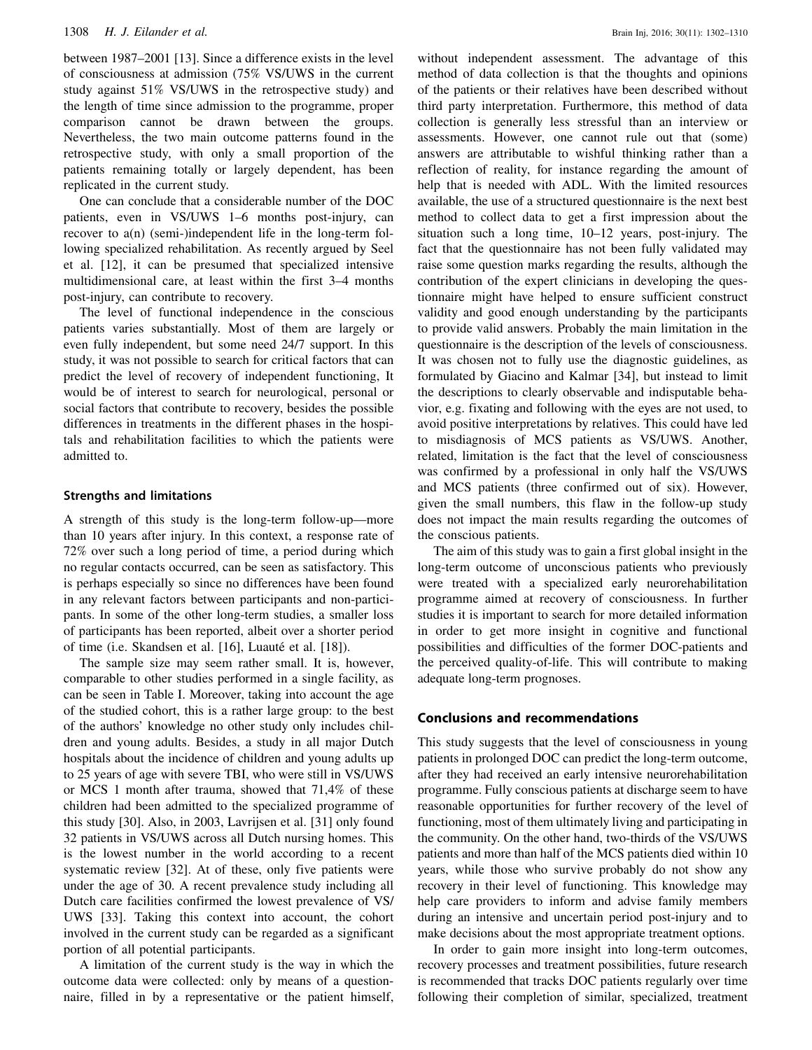between 1987–2001 [13]. Since a difference exists in the level of consciousness at admission (75% VS/UWS in the current study against 51% VS/UWS in the retrospective study) and the length of time since admission to the programme, proper comparison cannot be drawn between the groups. Nevertheless, the two main outcome patterns found in the retrospective study, with only a small proportion of the patients remaining totally or largely dependent, has been replicated in the current study.

One can conclude that a considerable number of the DOC patients, even in VS/UWS 1–6 months post-injury, can recover to a(n) (semi-)independent life in the long-term following specialized rehabilitation. As recently argued by Seel et al. [12], it can be presumed that specialized intensive multidimensional care, at least within the first 3–4 months post-injury, can contribute to recovery.

The level of functional independence in the conscious patients varies substantially. Most of them are largely or even fully independent, but some need 24/7 support. In this study, it was not possible to search for critical factors that can predict the level of recovery of independent functioning, It would be of interest to search for neurological, personal or social factors that contribute to recovery, besides the possible differences in treatments in the different phases in the hospitals and rehabilitation facilities to which the patients were admitted to.

### Strengths and limitations

A strength of this study is the long-term follow-up—more than 10 years after injury. In this context, a response rate of 72% over such a long period of time, a period during which no regular contacts occurred, can be seen as satisfactory. This is perhaps especially so since no differences have been found in any relevant factors between participants and non-participants. In some of the other long-term studies, a smaller loss of participants has been reported, albeit over a shorter period of time (i.e. Skandsen et al. [16], Luauté et al. [18]).

The sample size may seem rather small. It is, however, comparable to other studies performed in a single facility, as can be seen in Table I. Moreover, taking into account the age of the studied cohort, this is a rather large group: to the best of the authors' knowledge no other study only includes children and young adults. Besides, a study in all major Dutch hospitals about the incidence of children and young adults up to 25 years of age with severe TBI, who were still in VS/UWS or MCS 1 month after trauma, showed that 71,4% of these children had been admitted to the specialized programme of this study [30]. Also, in 2003, Lavrijsen et al. [31] only found 32 patients in VS/UWS across all Dutch nursing homes. This is the lowest number in the world according to a recent systematic review [32]. At of these, only five patients were under the age of 30. A recent prevalence study including all Dutch care facilities confirmed the lowest prevalence of VS/UWS [33]. Taking this context into account, the cohort involved in the current study can be regarded as a significant portion of all potential participants.

A limitation of the current study is the way in which the outcome data were collected: only by means of a questionnaire, filled in by a representative or the patient himself, without independent assessment. The advantage of this method of data collection is that the thoughts and opinions of the patients or their relatives have been described without third party interpretation. Furthermore, this method of data collection is generally less stressful than an interview or assessments. However, one cannot rule out that (some) answers are attributable to wishful thinking rather than a reflection of reality, for instance regarding the amount of help that is needed with ADL. With the limited resources available, the use of a structured questionnaire is the next best method to collect data to get a first impression about the situation such a long time, 10–12 years, post-injury. The fact that the questionnaire has not been fully validated may raise some question marks regarding the results, although the contribution of the expert clinicians in developing the questionnaire might have helped to ensure sufficient construct validity and good enough understanding by the participants to provide valid answers. Probably the main limitation in the questionnaire is the description of the levels of consciousness. It was chosen not to fully use the diagnostic guidelines, as formulated by Giacino and Kalmar [34], but instead to limit the descriptions to clearly observable and indisputable behavior, e.g. fixating and following with the eyes are not used, to avoid positive interpretations by relatives. This could have led to misdiagnosis of MCS patients as VS/UWS. Another, related, limitation is the fact that the level of consciousness was confirmed by a professional in only half the VS/UWS and MCS patients (three confirmed out of six). However, given the small numbers, this flaw in the follow-up study does not impact the main results regarding the outcomes of the conscious patients.

The aim of this study was to gain a first global insight in the long-term outcome of unconscious patients who previously were treated with a specialized early neurorehabilitation programme aimed at recovery of consciousness. In further studies it is important to search for more detailed information in order to get more insight in cognitive and functional possibilities and difficulties of the former DOC-patients and the perceived quality-of-life. This will contribute to making adequate long-term prognoses.

## Conclusions and recommendations

This study suggests that the level of consciousness in young patients in prolonged DOC can predict the long-term outcome, after they had received an early intensive neurorehabilitation programme. Fully conscious patients at discharge seem to have reasonable opportunities for further recovery of the level of functioning, most of them ultimately living and participating in the community. On the other hand, two-thirds of the VS/UWS patients and more than half of the MCS patients died within 10 years, while those who survive probably do not show any recovery in their level of functioning. This knowledge may help care providers to inform and advise family members during an intensive and uncertain period post-injury and to make decisions about the most appropriate treatment options.

In order to gain more insight into long-term outcomes, recovery processes and treatment possibilities, future research is recommended that tracks DOC patients regularly over time following their completion of similar, specialized, treatment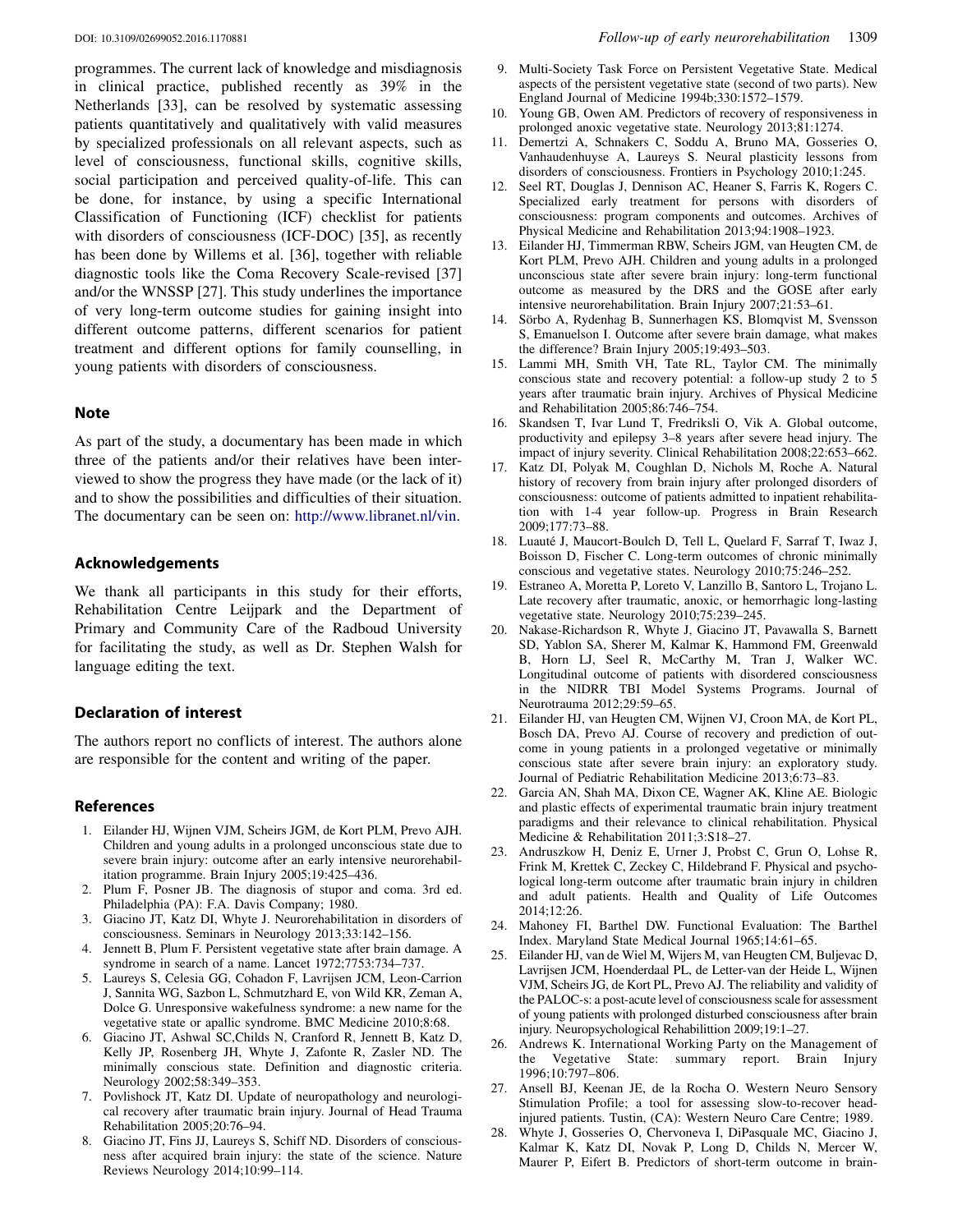programmes. The current lack of knowledge and misdiagnosis in clinical practice, published recently as 39% in the Netherlands [33], can be resolved by systematic assessing patients quantitatively and qualitatively with valid measures by specialized professionals on all relevant aspects, such as level of consciousness, functional skills, cognitive skills, social participation and perceived quality-of-life. This can be done, for instance, by using a specific International Classification of Functioning (ICF) checklist for patients with disorders of consciousness (ICF-DOC) [35], as recently has been done by Willems et al. [36], together with reliable diagnostic tools like the Coma Recovery Scale-revised [37] and/or the WNSSP [27]. This study underlines the importance of very long-term outcome studies for gaining insight into different outcome patterns, different scenarios for patient treatment and different options for family counselling, in young patients with disorders of consciousness.

## Note

As part of the study, a documentary has been made in which three of the patients and/or their relatives have been interviewed to show the progress they have made (or the lack of it) and to show the possibilities and difficulties of their situation. The documentary can be seen on: http://www.libranet.nl/vin.

## Acknowledgements

We thank all participants in this study for their efforts, Rehabilitation Centre Leijpark and the Department of Primary and Community Care of the Radboud University for facilitating the study, as well as Dr. Stephen Walsh for language editing the text.

## Declaration of interest

The authors report no conflicts of interest. The authors alone are responsible for the content and writing of the paper.

## References

1. Eilander HJ, Wijnen VJM, Scheirs JGM, de Kort PLM, Prevo AJH. Children and young adults in a prolonged unconscious state due to severe brain injury: outcome after an early intensive neurorehabilitation programme. Brain Injury 2005;19:425–436.
2. Plum F, Posner JB. The diagnosis of stupor and coma. 3rd ed. Philadelphia (PA): F.A. Davis Company; 1980.
3. Giacino JT, Katz DI, Whyte J. Neurorehabilitation in disorders of consciousness. Seminars in Neurology 2013;33:142–156.
4. Jennett B, Plum F. Persistent vegetative state after brain damage. A syndrome in search of a name. Lancet 1972;7753:734–737.
5. Laureys S, Celesia GG, Cohadon F, Lavrijsen JCM, Leon-Carrion J, Sannita WG, Sazbon L, Schmutzhard E, von Wild KR, Zeman A, Dolce G. Unresponsive wakefulness syndrome: a new name for the vegetative state or apallic syndrome. BMC Medicine 2010;8:68.
6. Giacino JT, Ashwal SC,Childs N, Cranford R, Jennett B, Katz D, Kelly JP, Rosenberg JH, Whyte J, Zafonte R, Zasler ND. The minimally conscious state. Definition and diagnostic criteria. Neurology 2002;58:349–353.
7. Povlishock JT, Katz DI. Update of neuropathology and neurological recovery after traumatic brain injury. Journal of Head Trauma Rehabilitation 2005;20:76–94.
8. Giacino JT, Fins JJ, Laureys S, Schiff ND. Disorders of consciousness after acquired brain injury: the state of the science. Nature Reviews Neurology 2014;10:99–114.
9. Multi-Society Task Force on Persistent Vegetative State. Medical aspects of the persistent vegetative state (second of two parts). New England Journal of Medicine 1994b;330:1572–1579.
10. Young GB, Owen AM. Predictors of recovery of responsiveness in prolonged anoxic vegetative state. Neurology 2013;81:1274.
11. Demertzi A, Schnakers C, Soddu A, Bruno MA, Gosseries O, Vanhaudenhuyse A, Laureys S. Neural plasticity lessons from disorders of consciousness. Frontiers in Psychology 2010;1:245.
12. Seel RT, Douglas J, Dennison AC, Heaner S, Farris K, Rogers C. Specialized early treatment for persons with disorders of consciousness: program components and outcomes. Archives of Physical Medicine and Rehabilitation 2013;94:1908–1923.
13. Eilander HJ, Timmerman RBW, Scheirs JGM, van Heugten CM, de Kort PLM, Prevo AJH. Children and young adults in a prolonged unconscious state after severe brain injury: long-term functional outcome as measured by the DRS and the GOSE after early intensive neurorehabilitation. Brain Injury 2007;21:53–61.
14. Sörbo A, Rydenhag B, Sunnerhagen KS, Blomqvist M, Svensson S, Emanuelson I. Outcome after severe brain damage, what makes the difference? Brain Injury 2005;19:493–503.
15. Lammi MH, Smith VH, Tate RL, Taylor CM. The minimally conscious state and recovery potential: a follow-up study 2 to 5 years after traumatic brain injury. Archives of Physical Medicine and Rehabilitation 2005;86:746–754.
16. Skandsen T, Ivar Lund T, Fredriksli O, Vik A. Global outcome, productivity and epilepsy 3–8 years after severe head injury. The impact of injury severity. Clinical Rehabilitation 2008;22:653–662.
17. Katz DI, Polyak M, Coughlan D, Nichols M, Roche A. Natural history of recovery from brain injury after prolonged disorders of consciousness: outcome of patients admitted to inpatient rehabilitation with 1-4 year follow-up. Progress in Brain Research 2009;177:73–88.
18. Luauté J, Maucort-Boulch D, Tell L, Quelard F, Sarraf T, Iwaz J, Boisson D, Fischer C. Long-term outcomes of chronic minimally conscious and vegetative states. Neurology 2010;75:246–252.
19. Estraneo A, Moretta P, Loreto V, Lanzillo B, Santoro L, Trojano L. Late recovery after traumatic, anoxic, or hemorrhagic long-lasting vegetative state. Neurology 2010;75:239–245.
20. Nakase-Richardson R, Whyte J, Giacino JT, Pavawalla S, Barnett SD, Yablon SA, Sherer M, Kalmar K, Hammond FM, Greenwald B, Horn LJ, Seel R, McCarthy M, Tran J, Walker WC. Longitudinal outcome of patients with disordered consciousness in the NIDRR TBI Model Systems Programs. Journal of Neurotrauma 2012;29:59–65.
21. Eilander HJ, van Heugten CM, Wijnen VJ, Croon MA, de Kort PL, Bosch DA, Prevo AJ. Course of recovery and prediction of outcome in young patients in a prolonged vegetative or minimally conscious state after severe brain injury: an exploratory study. Journal of Pediatric Rehabilitation Medicine 2013;6:73–83.
22. Garcia AN, Shah MA, Dixon CE, Wagner AK, Kline AE. Biologic and plastic effects of experimental traumatic brain injury treatment paradigms and their relevance to clinical rehabilitation. Physical Medicine & Rehabilitation 2011;3:S18–27.
23. Andruszkow H, Deniz E, Urner J, Probst C, Grun O, Lohse R, Frink M, Krettek C, Zeckey C, Hildebrand F. Physical and psychological long-term outcome after traumatic brain injury in children and adult patients. Health and Quality of Life Outcomes 2014;12:26.
24. Mahoney FI, Barthel DW. Functional Evaluation: The Barthel Index. Maryland State Medical Journal 1965;14:61–65.
25. Eilander HJ, van de Wiel M, Wijers M, van Heugten CM, Buljevac D, Lavrijsen JCM, Hoenderdaal PL, de Letter-van der Heide L, Wijnen VJM, Scheirs JG, de Kort PL, Prevo AJ. The reliability and validity of the PALOC-s: a post-acute level of consciousness scale for assessment of young patients with prolonged disturbed consciousness after brain injury. Neuropsychological Rehabilittion 2009;19:1–27.
26. Andrews K. International Working Party on the Management of the Vegetative State: summary report. Brain Injury 1996;10:797–806.
27. Ansell BJ, Keenan JE, de la Rocha O. Western Neuro Sensory Stimulation Profile; a tool for assessing slow-to-recover head-injured patients. Tustin, (CA): Western Neuro Care Centre; 1989.
28. Whyte J, Gosseries O, Chervoneva I, DiPasquale MC, Giacino J, Kalmar K, Katz DI, Novak P, Long D, Childs N, Mercer W, Maurer P, Eifert B. Predictors of short-term outcome in brain-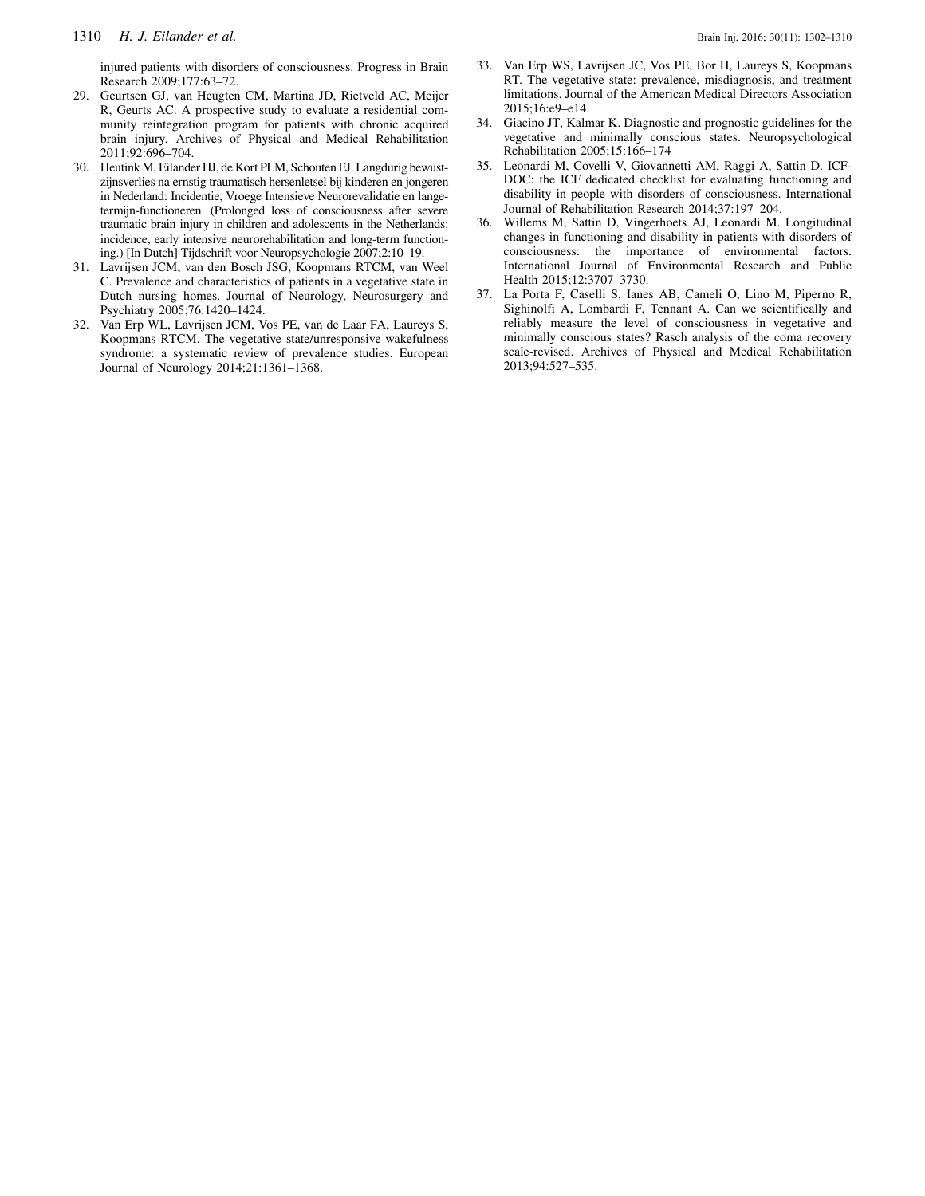injured patients with disorders of consciousness. Progress in Brain Research 2009;177:63–72.

29. Geurtsen GJ, van Heugten CM, Martina JD, Rietveld AC, Meijer R, Geurts AC. A prospective study to evaluate a residential community reintegration program for patients with chronic acquired brain injury. Archives of Physical and Medical Rehabilitation 2011;92:696–704.
30. Heutink M, Eilander HJ, de Kort PLM, Schouten EJ. Langdurig bewustzijnsverlies na ernstig traumatisch hersenletsel bij kinderen en jongeren in Nederland: Incidentie, Vroege Intensieve Neurorevalidatie en langetermijn-functioneren. (Prolonged loss of consciousness after severe traumatic brain injury in children and adolescents in the Netherlands: incidence, early intensive neurorehabilitation and long-term functioning.) [In Dutch] Tijdschrift voor Neuropsychologie 2007;2:10–19.
31. Lavrijsen JCM, van den Bosch JSG, Koopmans RTCM, van Weel C. Prevalence and characteristics of patients in a vegetative state in Dutch nursing homes. Journal of Neurology, Neurosurgery and Psychiatry 2005;76:1420–1424.
32. Van Erp WL, Lavrijsen JCM, Vos PE, van de Laar FA, Laureys S, Koopmans RTCM. The vegetative state/unresponsive wakefulness syndrome: a systematic review of prevalence studies. European Journal of Neurology 2014;21:1361–1368.
33. Van Erp WS, Lavrijsen JC, Vos PE, Bor H, Laureys S, Koopmans RT. The vegetative state: prevalence, misdiagnosis, and treatment limitations. Journal of the American Medical Directors Association 2015;16:e9–e14.
34. Giacino JT, Kalmar K. Diagnostic and prognostic guidelines for the vegetative and minimally conscious states. Neuropsychological Rehabilitation 2005;15:166–174
35. Leonardi M, Covelli V, Giovannetti AM, Raggi A, Sattin D. ICF-DOC: the ICF dedicated checklist for evaluating functioning and disability in people with disorders of consciousness. International Journal of Rehabilitation Research 2014;37:197–204.
36. Willems M, Sattin D, Vingerhoets AJ, Leonardi M. Longitudinal changes in functioning and disability in patients with disorders of consciousness: the importance of environmental factors. International Journal of Environmental Research and Public Health 2015;12:3707–3730.
37. La Porta F, Caselli S, Ianes AB, Cameli O, Lino M, Piperno R, Sighinolfi A, Lombardi F, Tennant A. Can we scientifically and reliably measure the level of consciousness in vegetative and minimally conscious states? Rasch analysis of the coma recovery scale-revised. Archives of Physical and Medical Rehabilitation 2013;94:527–535.